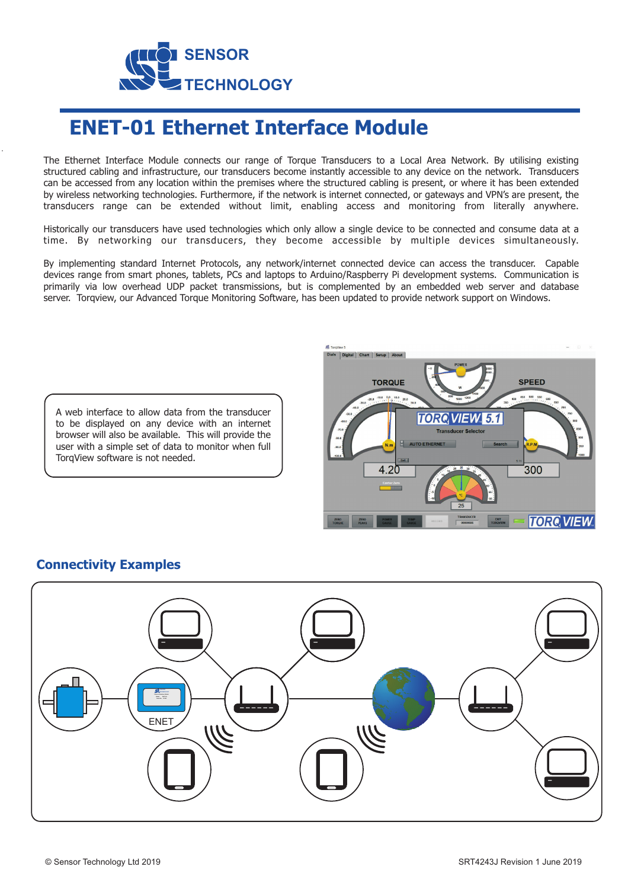# ENET-01 Ethernet Interface Module

The Ethernet Interface Module connects our range of Torque Transducers to a Local Area Network. By utilising existing structured cabling and infrastructure, our transducers become instantly accessible to any device on the network. Transducers can be accessed from any location within the premises where the structured cabling is present, or where it has been extended by wireless networking technologies. Furthermore, if the network is internet connected, or gateways and VPN's are present, the transducers range can be extended without limit, enabling access and monitoring from literally anywhere.

Historically our transducers have used technologies which only allow a single device to be connected and consume data at a time. By networking our transducers, they become accessible by multiple devices simultaneously.

By implementing standard Internet Protocols, any network/internet connected device can access the transducer. Capable devices range from smart phones, tablets, PCs and laptops to Arduino/Raspberry Pi development systems. Communication is primarily via low overhead UDP packet transmissions, but is complemented by an embedded web server and database server. Torqview, our Advanced Torque Monitoring Software, has been updated to provide network support on Windows.

A web interface to allow data from the transducer to be displayed on any device with an internet browser will also be available. This will provide the user with a simple set of data to monitor when full TorqView software is not needed.

## Connectivity Examples

ENET

© Sensor Technology Ltd 2019

SRT4243J Revision 1 June 2019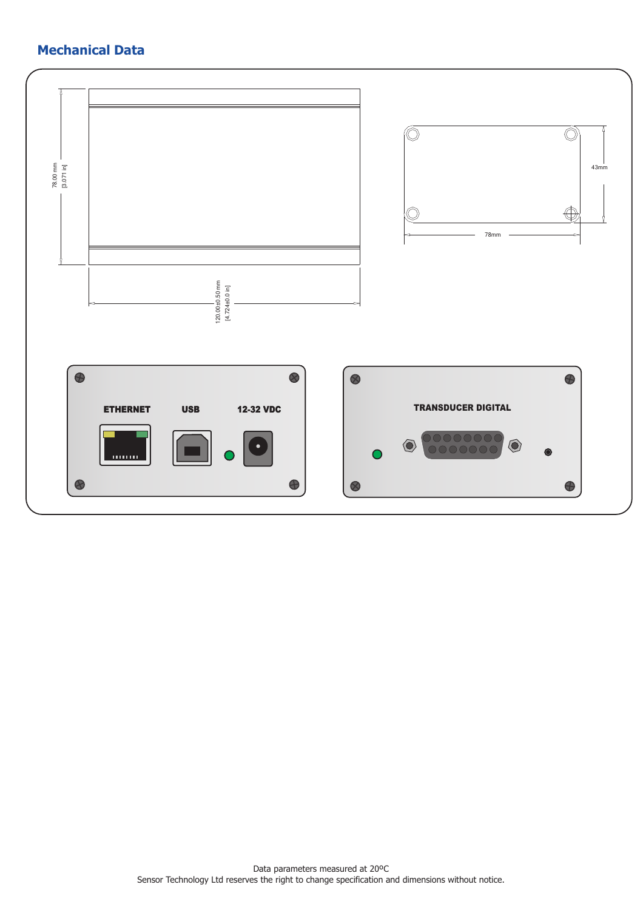## Mechanical Data

78.00 mm
[3.071 in]

120.00±0.50 mm
[4.724±0.0 in]

43mm

78mm

ETHERNET

USB

12-32 VDC

TRANSDUCER DIGITAL

Data parameters measured at 20ºC
Sensor Technology Ltd reserves the right to change specification and dimensions without notice.